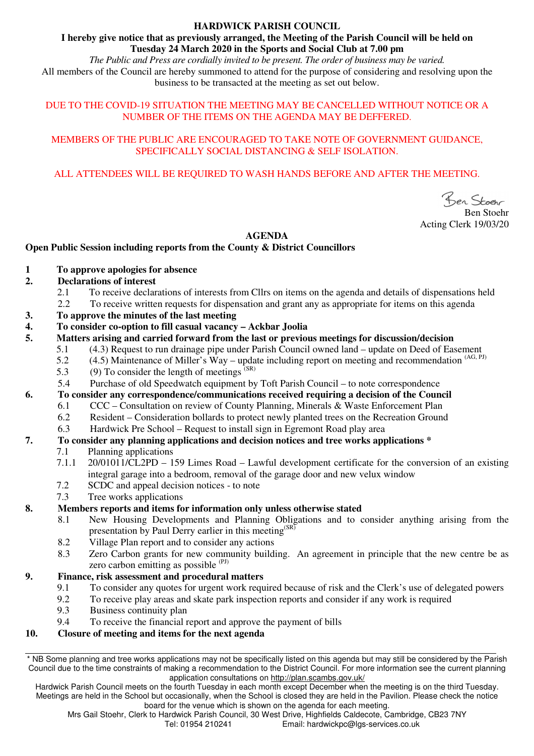**HARDWICK PARISH COUNCIL**

**I hereby give notice that as previously arranged, the Meeting of the Parish Council will be held on Tuesday 24 March 2020 in the Sports and Social Club at 7.00 pm**

*The Public and Press are cordially invited to be present. The order of business may be varied.*

All members of the Council are hereby summoned to attend for the purpose of considering and resolving upon the business to be transacted at the meeting as set out below.

DUE TO THE COVID-19 SITUATION THE MEETING MAY BE CANCELLED WITHOUT NOTICE OR A NUMBER OF THE ITEMS ON THE AGENDA MAY BE DEFFERED.

MEMBERS OF THE PUBLIC ARE ENCOURAGED TO TAKE NOTE OF GOVERNMENT GUIDANCE, SPECIFICALLY SOCIAL DISTANCING & SELF ISOLATION.

ALL ATTENDEES WILL BE REQUIRED TO WASH HANDS BEFORE AND AFTER THE MEETING.

Ben Stoehr

Ben Stoehr
Acting Clerk 19/03/20

**AGENDA**

**Open Public Session including reports from the County & District Councillors**

**1 To approve apologies for absence**

**2. Declarations of interest**

- 2.1 To receive declarations of interests from Cllrs on items on the agenda and details of dispensations held
- 2.2 To receive written requests for dispensation and grant any as appropriate for items on this agenda

**3. To approve the minutes of the last meeting**

**4. To consider co-option to fill casual vacancy – Ackbar Joolia**

**5. Matters arising and carried forward from the last or previous meetings for discussion/decision**

- 5.1 (4.3) Request to run drainage pipe under Parish Council owned land – update on Deed of Easement
- 5.2 (4.5) Maintenance of Miller's Way – update including report on meeting and recommendation (AG, PJ)
- 5.3 (9) To consider the length of meetings (SR)
- 5.4 Purchase of old Speedwatch equipment by Toft Parish Council – to note correspondence

**6. To consider any correspondence/communications received requiring a decision of the Council**

- 6.1 CCC – Consultation on review of County Planning, Minerals & Waste Enforcement Plan
- 6.2 Resident – Consideration bollards to protect newly planted trees on the Recreation Ground
- 6.3 Hardwick Pre School – Request to install sign in Egremont Road play area

**7. To consider any planning applications and decision notices and tree works applications ***

- 7.1 Planning applications
  - 7.1.1 20/01011/CL2PD – 159 Limes Road – Lawful development certificate for the conversion of an existing integral garage into a bedroom, removal of the garage door and new velux window
- 7.2 SCDC and appeal decision notices - to note
- 7.3 Tree works applications

**8. Members reports and items for information only unless otherwise stated**

- 8.1 New Housing Developments and Planning Obligations and to consider anything arising from the presentation by Paul Derry earlier in this meeting (SR)
- 8.2 Village Plan report and to consider any actions
- 8.3 Zero Carbon grants for new community building. An agreement in principle that the new centre be as zero carbon emitting as possible (PJ)

**9. Finance, risk assessment and procedural matters**

- 9.1 To consider any quotes for urgent work required because of risk and the Clerk's use of delegated powers
- 9.2 To receive play areas and skate park inspection reports and consider if any work is required
- 9.3 Business continuity plan
- 9.4 To receive the financial report and approve the payment of bills

**10. Closure of meeting and items for the next agenda**

---

* NB Some planning and tree works applications may not be specifically listed on this agenda but may still be considered by the Parish Council due to the time constraints of making a recommendation to the District Council. For more information see the current planning application consultations on http://plan.scambs.gov.uk/

Hardwick Parish Council meets on the fourth Tuesday in each month except December when the meeting is on the third Tuesday. Meetings are held in the School but occasionally, when the School is closed they are held in the Pavilion. Please check the notice board for the venue which is shown on the agenda for each meeting.

Mrs Gail Stoehr, Clerk to Hardwick Parish Council, 30 West Drive, Highfields Caldecote, Cambridge, CB23 7NY
Tel: 01954 210241 Email: hardwickpc@lgs-services.co.uk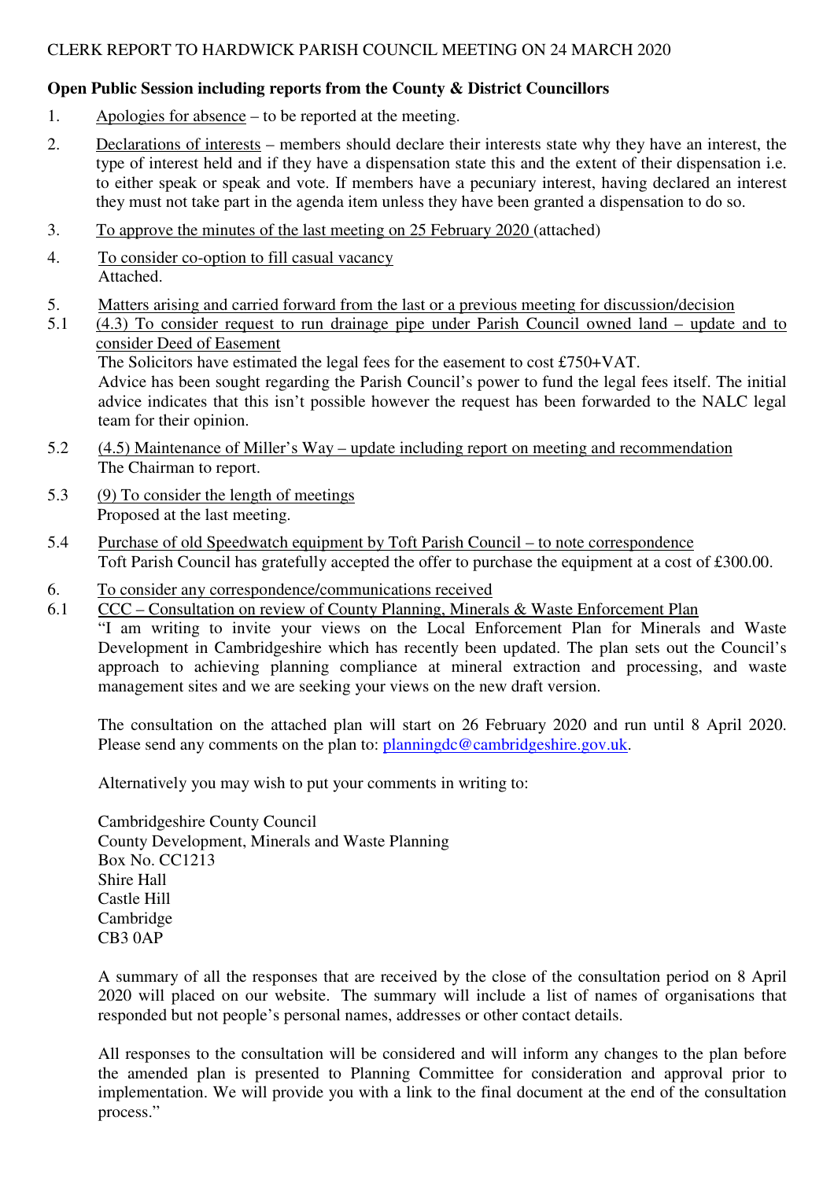CLERK REPORT TO HARDWICK PARISH COUNCIL MEETING ON 24 MARCH 2020

**Open Public Session including reports from the County & District Councillors**

1. Apologies for absence – to be reported at the meeting.

2. Declarations of interests – members should declare their interests state why they have an interest, the type of interest held and if they have a dispensation state this and the extent of their dispensation i.e. to either speak or speak and vote. If members have a pecuniary interest, having declared an interest they must not take part in the agenda item unless they have been granted a dispensation to do so.

3. To approve the minutes of the last meeting on 25 February 2020 (attached)

4. To consider co-option to fill casual vacancy
   Attached.

5. Matters arising and carried forward from the last or a previous meeting for discussion/decision

5.1 (4.3) To consider request to run drainage pipe under Parish Council owned land – update and to consider Deed of Easement
   The Solicitors have estimated the legal fees for the easement to cost £750+VAT.
   Advice has been sought regarding the Parish Council's power to fund the legal fees itself. The initial advice indicates that this isn't possible however the request has been forwarded to the NALC legal team for their opinion.

5.2 (4.5) Maintenance of Miller's Way – update including report on meeting and recommendation
   The Chairman to report.

5.3 (9) To consider the length of meetings
   Proposed at the last meeting.

5.4 Purchase of old Speedwatch equipment by Toft Parish Council – to note correspondence
   Toft Parish Council has gratefully accepted the offer to purchase the equipment at a cost of £300.00.

6. To consider any correspondence/communications received

6.1 CCC – Consultation on review of County Planning, Minerals & Waste Enforcement Plan
   "I am writing to invite your views on the Local Enforcement Plan for Minerals and Waste Development in Cambridgeshire which has recently been updated. The plan sets out the Council's approach to achieving planning compliance at mineral extraction and processing, and waste management sites and we are seeking your views on the new draft version.

   The consultation on the attached plan will start on 26 February 2020 and run until 8 April 2020. Please send any comments on the plan to: planningdc@cambridgeshire.gov.uk.

   Alternatively you may wish to put your comments in writing to:

   Cambridgeshire County Council
   County Development, Minerals and Waste Planning
   Box No. CC1213
   Shire Hall
   Castle Hill
   Cambridge
   CB3 0AP

   A summary of all the responses that are received by the close of the consultation period on 8 April 2020 will placed on our website. The summary will include a list of names of organisations that responded but not people's personal names, addresses or other contact details.

   All responses to the consultation will be considered and will inform any changes to the plan before the amended plan is presented to Planning Committee for consideration and approval prior to implementation. We will provide you with a link to the final document at the end of the consultation process."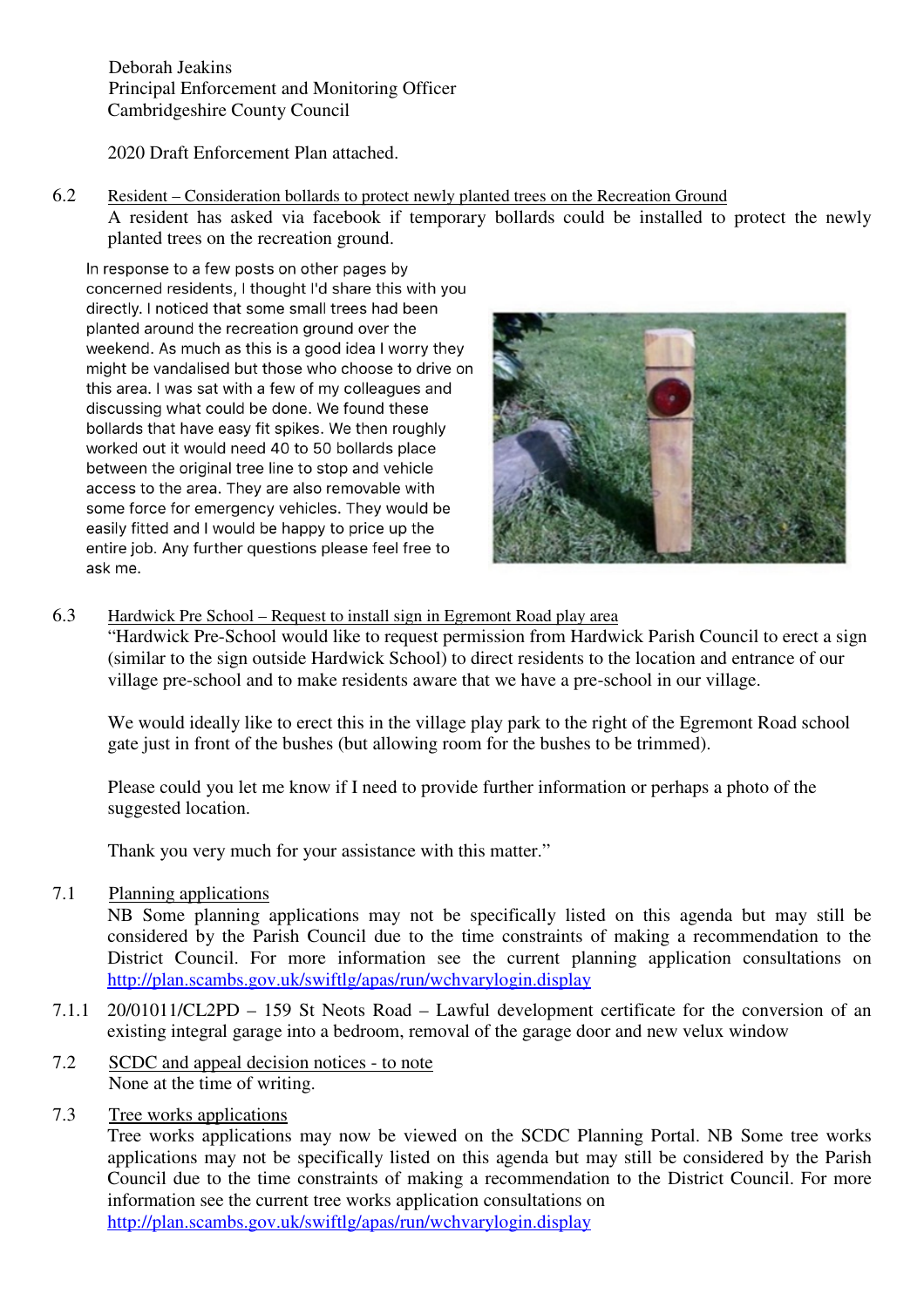Deborah Jeakins
Principal Enforcement and Monitoring Officer
Cambridgeshire County Council

2020 Draft Enforcement Plan attached.

6.2 Resident – Consideration bollards to protect newly planted trees on the Recreation Ground

A resident has asked via facebook if temporary bollards could be installed to protect the newly planted trees on the recreation ground.

In response to a few posts on other pages by concerned residents, I thought I'd share this with you directly. I noticed that some small trees had been planted around the recreation ground over the weekend. As much as this is a good idea I worry they might be vandalised but those who choose to drive on this area. I was sat with a few of my colleagues and discussing what could be done. We found these bollards that have easy fit spikes. We then roughly worked out it would need 40 to 50 bollards place between the original tree line to stop and vehicle access to the area. They are also removable with some force for emergency vehicles. They would be easily fitted and I would be happy to price up the entire job. Any further questions please feel free to ask me.

6.3 Hardwick Pre School – Request to install sign in Egremont Road play area

"Hardwick Pre-School would like to request permission from Hardwick Parish Council to erect a sign (similar to the sign outside Hardwick School) to direct residents to the location and entrance of our village pre-school and to make residents aware that we have a pre-school in our village.

We would ideally like to erect this in the village play park to the right of the Egremont Road school gate just in front of the bushes (but allowing room for the bushes to be trimmed).

Please could you let me know if I need to provide further information or perhaps a photo of the suggested location.

Thank you very much for your assistance with this matter."

7.1 Planning applications

NB Some planning applications may not be specifically listed on this agenda but may still be considered by the Parish Council due to the time constraints of making a recommendation to the District Council. For more information see the current planning application consultations on http://plan.scambs.gov.uk/swiftlg/apas/run/wchvarylogin.display

7.1.1 20/01011/CL2PD – 159 St Neots Road – Lawful development certificate for the conversion of an existing integral garage into a bedroom, removal of the garage door and new velux window

7.2 SCDC and appeal decision notices - to note

None at the time of writing.

7.3 Tree works applications

Tree works applications may now be viewed on the SCDC Planning Portal. NB Some tree works applications may not be specifically listed on this agenda but may still be considered by the Parish Council due to the time constraints of making a recommendation to the District Council. For more information see the current tree works application consultations on http://plan.scambs.gov.uk/swiftlg/apas/run/wchvarylogin.display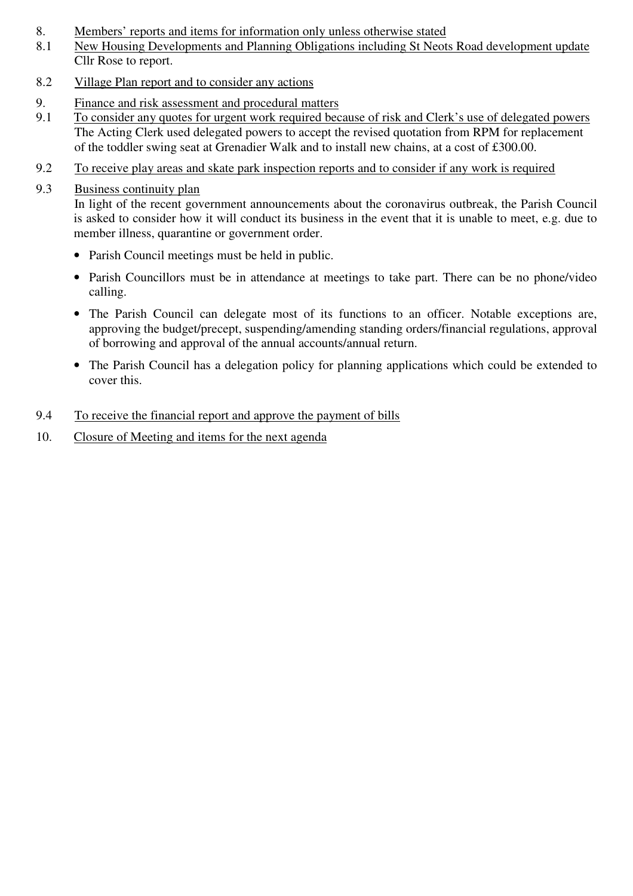8. Members' reports and items for information only unless otherwise stated

8.1 New Housing Developments and Planning Obligations including St Neots Road development update

Cllr Rose to report.

8.2 Village Plan report and to consider any actions

9. Finance and risk assessment and procedural matters

9.1 To consider any quotes for urgent work required because of risk and Clerk's use of delegated powers

The Acting Clerk used delegated powers to accept the revised quotation from RPM for replacement of the toddler swing seat at Grenadier Walk and to install new chains, at a cost of £300.00.

9.2 To receive play areas and skate park inspection reports and to consider if any work is required

9.3 Business continuity plan

In light of the recent government announcements about the coronavirus outbreak, the Parish Council is asked to consider how it will conduct its business in the event that it is unable to meet, e.g. due to member illness, quarantine or government order.

- Parish Council meetings must be held in public.
- Parish Councillors must be in attendance at meetings to take part. There can be no phone/video calling.
- The Parish Council can delegate most of its functions to an officer. Notable exceptions are, approving the budget/precept, suspending/amending standing orders/financial regulations, approval of borrowing and approval of the annual accounts/annual return.
- The Parish Council has a delegation policy for planning applications which could be extended to cover this.

9.4 To receive the financial report and approve the payment of bills

10. Closure of Meeting and items for the next agenda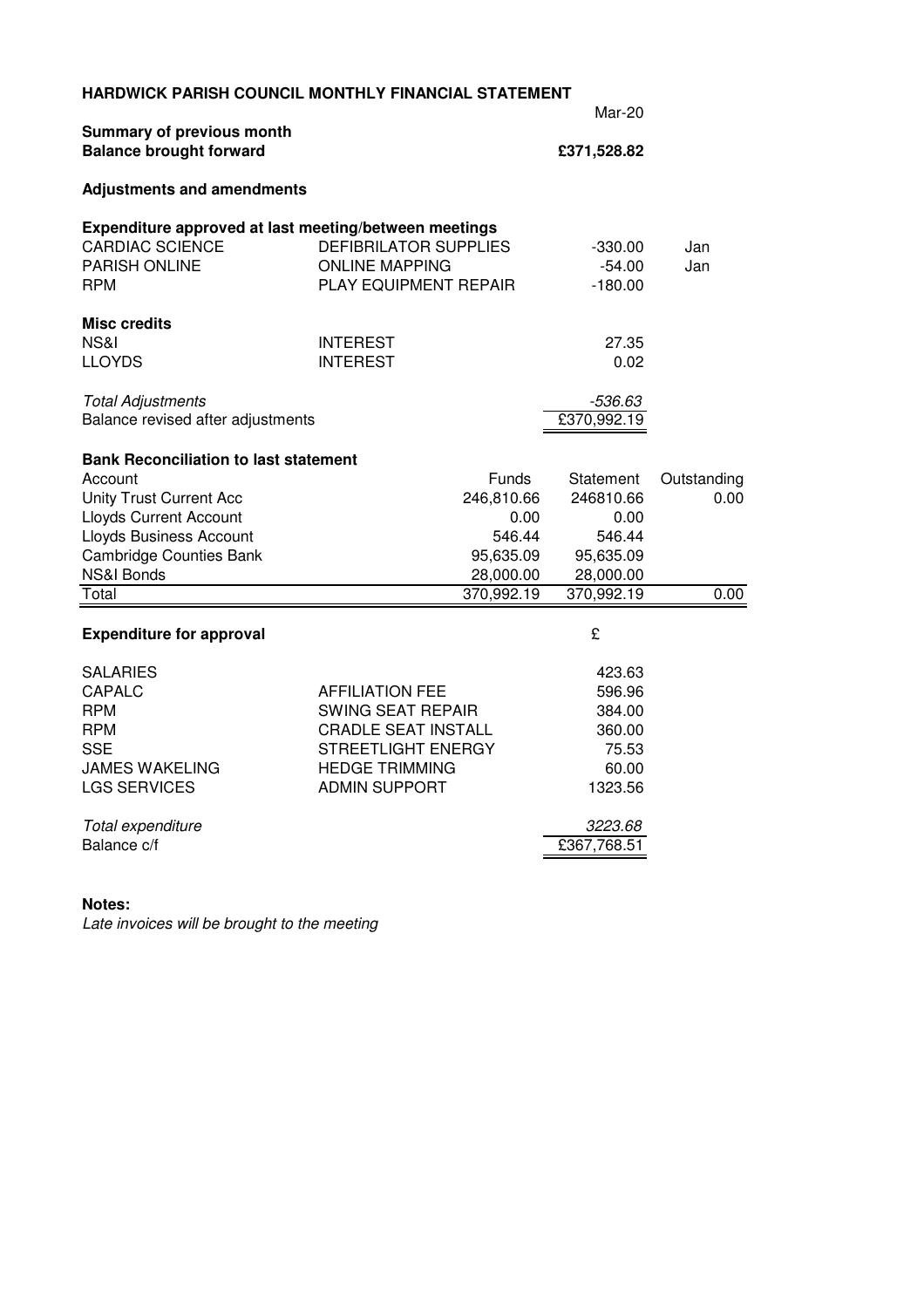**HARDWICK PARISH COUNCIL MONTHLY FINANCIAL STATEMENT**

Mar-20

**Summary of previous month**

| | | | |
|---|---|---|---|
| **Balance brought forward** | | **£371,528.82** | |

**Adjustments and amendments**

**Expenditure approved at last meeting/between meetings**

| | | | |
|---|---|---|---|
| CARDIAC SCIENCE | DEFIBRILATOR SUPPLIES | -330.00 | Jan |
| PARISH ONLINE | ONLINE MAPPING | -54.00 | Jan |
| RPM | PLAY EQUIPMENT REPAIR | -180.00 | |

**Misc credits**

| | | |
|---|---|---|
| NS&I | INTEREST | 27.35 |
| LLOYDS | INTEREST | 0.02 |

| | |
|---|---|
| *Total Adjustments* | *-536.63* |
| Balance revised after adjustments | £370,992.19 |

**Bank Reconciliation to last statement**

| Account | Funds | Statement | Outstanding |
|---|---|---|---|
| Unity Trust Current Acc | 246,810.66 | 246810.66 | 0.00 |
| Lloyds Current Account | 0.00 | 0.00 | |
| Lloyds Business Account | 546.44 | 546.44 | |
| Cambridge Counties Bank | 95,635.09 | 95,635.09 | |
| NS&I Bonds | 28,000.00 | 28,000.00 | |
| Total | 370,992.19 | 370,992.19 | 0.00 |

**Expenditure for approval**

| | | £ |
|---|---|---|
| SALARIES | | 423.63 |
| CAPALC | AFFILIATION FEE | 596.96 |
| RPM | SWING SEAT REPAIR | 384.00 |
| RPM | CRADLE SEAT INSTALL | 360.00 |
| SSE | STREETLIGHT ENERGY | 75.53 |
| JAMES WAKELING | HEDGE TRIMMING | 60.00 |
| LGS SERVICES | ADMIN SUPPORT | 1323.56 |
| *Total expenditure* | | *3223.68* |
| Balance c/f | | £367,768.51 |

**Notes:**

*Late invoices will be brought to the meeting*